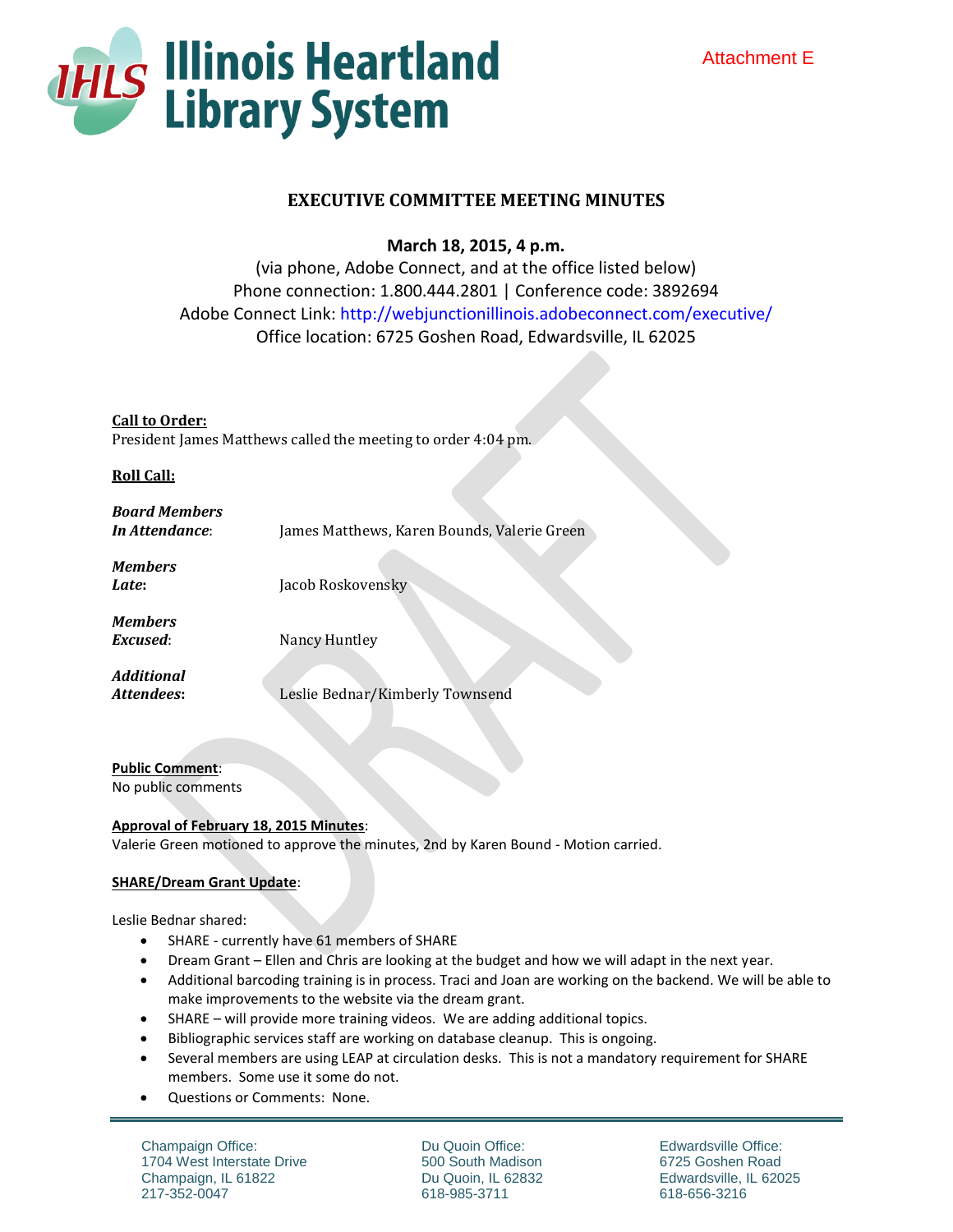Attachment E

**Illinois Heartland Library System**

# EXECUTIVE COMMITTEE MEETING MINUTES

**March 18, 2015, 4 p.m.**

(via phone, Adobe Connect, and at the office listed below)
Phone connection: 1.800.444.2801 | Conference code: 3892694
Adobe Connect Link: http://webjunctionillinois.adobeconnect.com/executive/
Office location: 6725 Goshen Road, Edwardsville, IL 62025

**Call to Order:**
President James Matthews called the meeting to order 4:04 pm.

**Roll Call:**

***Board Members In Attendance*:** James Matthews, Karen Bounds, Valerie Green

***Members Late*:** Jacob Roskovensky

***Members Excused*:** Nancy Huntley

***Additional Attendees*:** Leslie Bednar/Kimberly Townsend

**Public Comment**:
No public comments

**Approval of February 18, 2015 Minutes**:
Valerie Green motioned to approve the minutes, 2nd by Karen Bound - Motion carried.

**SHARE/Dream Grant Update**:

Leslie Bednar shared:

- SHARE - currently have 61 members of SHARE
- Dream Grant – Ellen and Chris are looking at the budget and how we will adapt in the next year.
- Additional barcoding training is in process. Traci and Joan are working on the backend. We will be able to make improvements to the website via the dream grant.
- SHARE – will provide more training videos. We are adding additional topics.
- Bibliographic services staff are working on database cleanup. This is ongoing.
- Several members are using LEAP at circulation desks. This is not a mandatory requirement for SHARE members. Some use it some do not.
- Questions or Comments: None.

Champaign Office: 1704 West Interstate Drive, Champaign, IL 61822, 217-352-0047
Du Quoin Office: 500 South Madison, Du Quoin, IL 62832, 618-985-3711
Edwardsville Office: 6725 Goshen Road, Edwardsville, IL 62025, 618-656-3216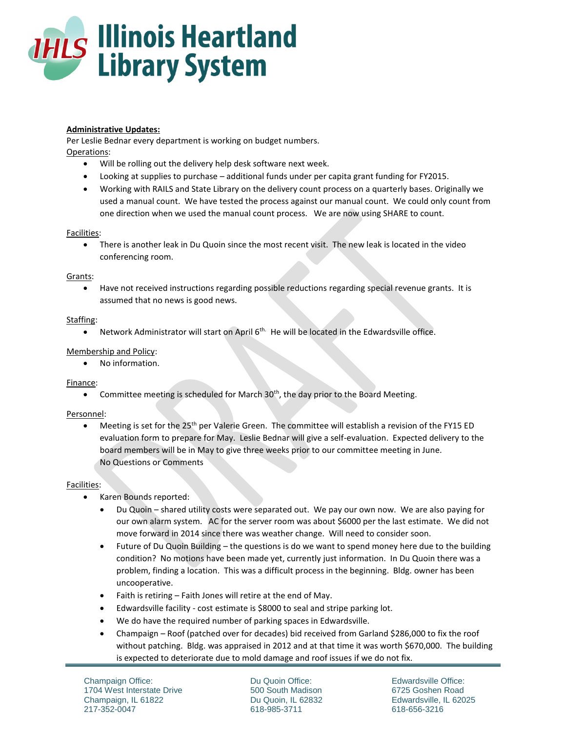**Administrative Updates:**

Per Leslie Bednar every department is working on budget numbers.

Operations:

- Will be rolling out the delivery help desk software next week.
- Looking at supplies to purchase – additional funds under per capita grant funding for FY2015.
- Working with RAILS and State Library on the delivery count process on a quarterly bases. Originally we used a manual count. We have tested the process against our manual count. We could only count from one direction when we used the manual count process. We are now using SHARE to count.

Facilities:

- There is another leak in Du Quoin since the most recent visit. The new leak is located in the video conferencing room.

Grants:

- Have not received instructions regarding possible reductions regarding special revenue grants. It is assumed that no news is good news.

Staffing:

- Network Administrator will start on April 6th. He will be located in the Edwardsville office.

Membership and Policy:

- No information.

Finance:

- Committee meeting is scheduled for March 30th, the day prior to the Board Meeting.

Personnel:

- Meeting is set for the 25th per Valerie Green. The committee will establish a revision of the FY15 ED evaluation form to prepare for May. Leslie Bednar will give a self-evaluation. Expected delivery to the board members will be in May to give three weeks prior to our committee meeting in June.
  No Questions or Comments

Facilities:

- Karen Bounds reported:
  - Du Quoin – shared utility costs were separated out. We pay our own now. We are also paying for our own alarm system. AC for the server room was about $6000 per the last estimate. We did not move forward in 2014 since there was weather change. Will need to consider soon.
  - Future of Du Quoin Building – the questions is do we want to spend money here due to the building condition? No motions have been made yet, currently just information. In Du Quoin there was a problem, finding a location. This was a difficult process in the beginning. Bldg. owner has been uncooperative.
  - Faith is retiring – Faith Jones will retire at the end of May.
  - Edwardsville facility - cost estimate is $8000 to seal and stripe parking lot.
  - We do have the required number of parking spaces in Edwardsville.
  - Champaign – Roof (patched over for decades) bid received from Garland $286,000 to fix the roof without patching. Bldg. was appraised in 2012 and at that time it was worth $670,000. The building is expected to deteriorate due to mold damage and roof issues if we do not fix.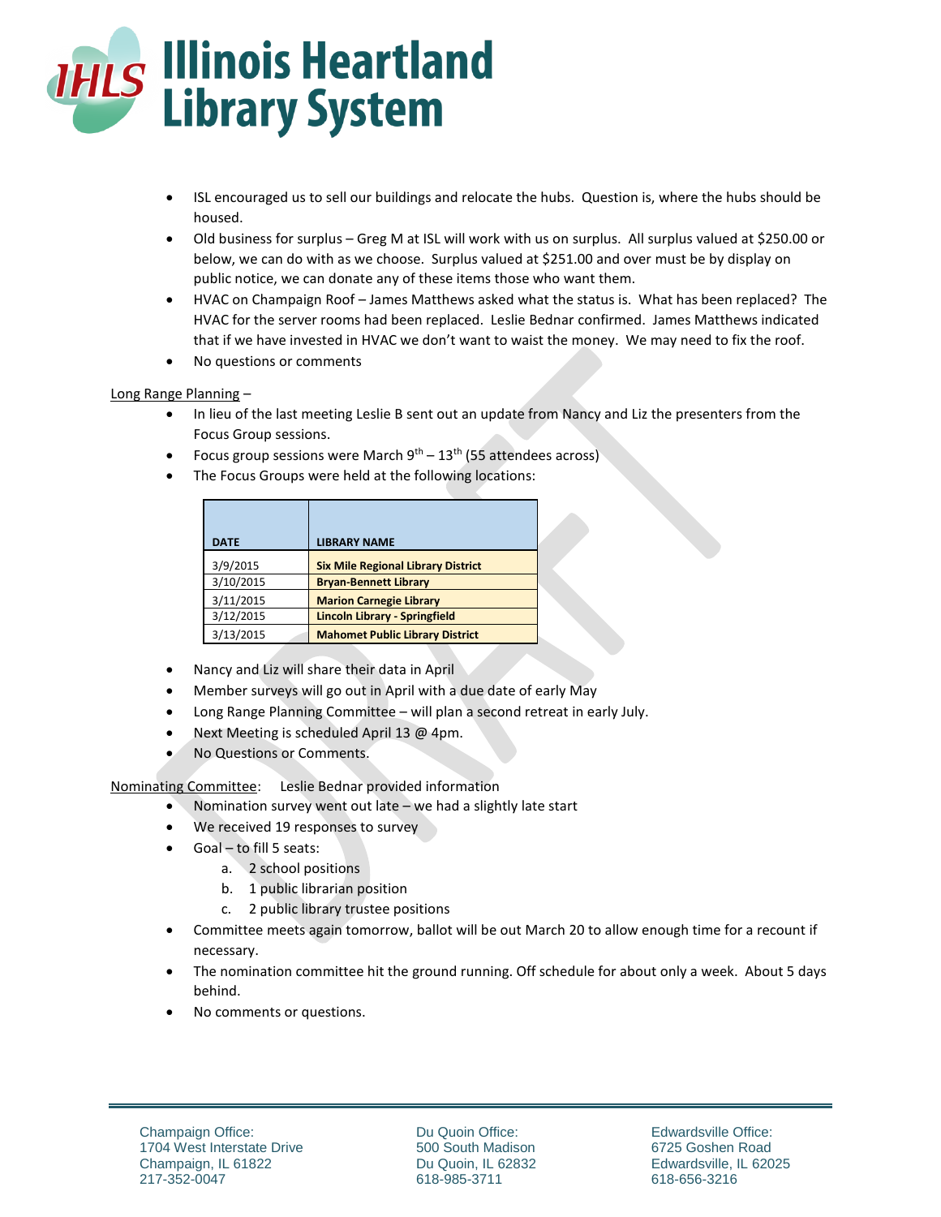- ISL encouraged us to sell our buildings and relocate the hubs. Question is, where the hubs should be housed.
- Old business for surplus – Greg M at ISL will work with us on surplus. All surplus valued at $250.00 or below, we can do with as we choose. Surplus valued at $251.00 and over must be by display on public notice, we can donate any of these items those who want them.
- HVAC on Champaign Roof – James Matthews asked what the status is. What has been replaced? The HVAC for the server rooms had been replaced. Leslie Bednar confirmed. James Matthews indicated that if we have invested in HVAC we don't want to waist the money. We may need to fix the roof.
- No questions or comments

Long Range Planning –

- In lieu of the last meeting Leslie B sent out an update from Nancy and Liz the presenters from the Focus Group sessions.
- Focus group sessions were March 9th – 13th (55 attendees across)
- The Focus Groups were held at the following locations:

| DATE | LIBRARY NAME |
|---|---|
| 3/9/2015 | **Six Mile Regional Library District** |
| 3/10/2015 | **Bryan-Bennett Library** |
| 3/11/2015 | **Marion Carnegie Library** |
| 3/12/2015 | **Lincoln Library - Springfield** |
| 3/13/2015 | **Mahomet Public Library District** |

- Nancy and Liz will share their data in April
- Member surveys will go out in April with a due date of early May
- Long Range Planning Committee – will plan a second retreat in early July.
- Next Meeting is scheduled April 13 @ 4pm.
- No Questions or Comments.

Nominating Committee: Leslie Bednar provided information

- Nomination survey went out late – we had a slightly late start
- We received 19 responses to survey
- Goal – to fill 5 seats:
  a. 2 school positions
  b. 1 public librarian position
  c. 2 public library trustee positions
- Committee meets again tomorrow, ballot will be out March 20 to allow enough time for a recount if necessary.
- The nomination committee hit the ground running. Off schedule for about only a week. About 5 days behind.
- No comments or questions.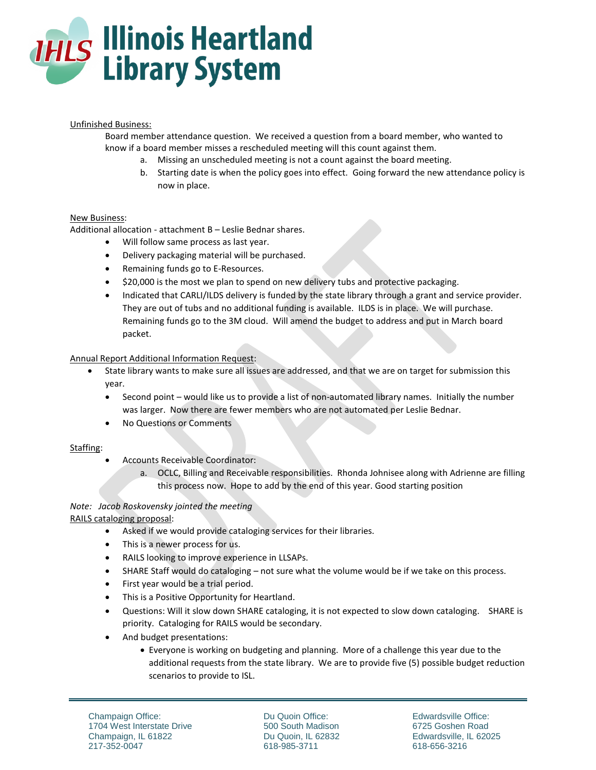Unfinished Business:

Board member attendance question. We received a question from a board member, who wanted to know if a board member misses a rescheduled meeting will this count against them.

a. Missing an unscheduled meeting is not a count against the board meeting.
b. Starting date is when the policy goes into effect. Going forward the new attendance policy is now in place.

New Business:

Additional allocation - attachment B – Leslie Bednar shares.

- Will follow same process as last year.
- Delivery packaging material will be purchased.
- Remaining funds go to E-Resources.
- $20,000 is the most we plan to spend on new delivery tubs and protective packaging.
- Indicated that CARLI/ILDS delivery is funded by the state library through a grant and service provider. They are out of tubs and no additional funding is available. ILDS is in place. We will purchase. Remaining funds go to the 3M cloud. Will amend the budget to address and put in March board packet.

Annual Report Additional Information Request:

- State library wants to make sure all issues are addressed, and that we are on target for submission this year.
  - Second point – would like us to provide a list of non-automated library names. Initially the number was larger. Now there are fewer members who are not automated per Leslie Bednar.
  - No Questions or Comments

Staffing:

- Accounts Receivable Coordinator:
  a. OCLC, Billing and Receivable responsibilities. Rhonda Johnisee along with Adrienne are filling this process now. Hope to add by the end of this year. Good starting position

*Note: Jacob Roskovensky jointed the meeting*

RAILS cataloging proposal:

- Asked if we would provide cataloging services for their libraries.
- This is a newer process for us.
- RAILS looking to improve experience in LLSAPs.
- SHARE Staff would do cataloging – not sure what the volume would be if we take on this process.
- First year would be a trial period.
- This is a Positive Opportunity for Heartland.
- Questions: Will it slow down SHARE cataloging, it is not expected to slow down cataloging. SHARE is priority. Cataloging for RAILS would be secondary.
- And budget presentations:
  - Everyone is working on budgeting and planning. More of a challenge this year due to the additional requests from the state library. We are to provide five (5) possible budget reduction scenarios to provide to ISL.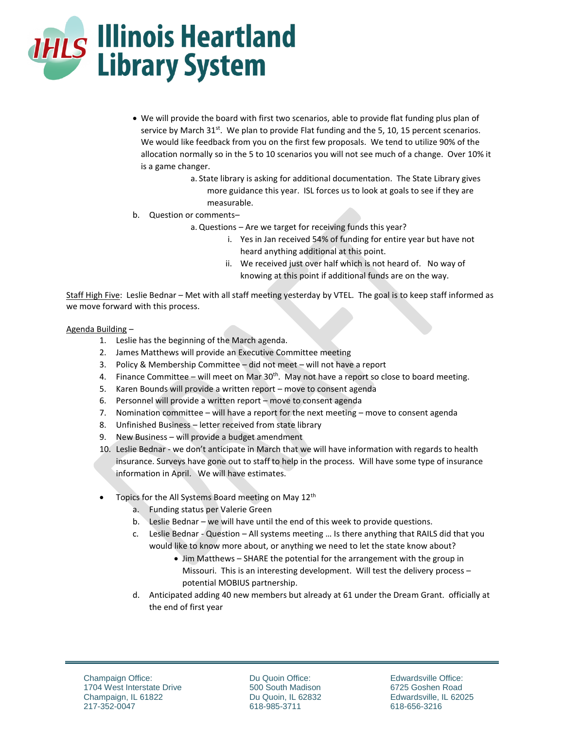- We will provide the board with first two scenarios, able to provide flat funding plus plan of service by March 31st. We plan to provide Flat funding and the 5, 10, 15 percent scenarios. We would like feedback from you on the first few proposals. We tend to utilize 90% of the allocation normally so in the 5 to 10 scenarios you will not see much of a change. Over 10% it is a game changer.
  - a. State library is asking for additional documentation. The State Library gives more guidance this year. ISL forces us to look at goals to see if they are measurable.

b. Question or comments–
  - a. Questions – Are we target for receiving funds this year?
    - i. Yes in Jan received 54% of funding for entire year but have not heard anything additional at this point.
    - ii. We received just over half which is not heard of. No way of knowing at this point if additional funds are on the way.

Staff High Five: Leslie Bednar – Met with all staff meeting yesterday by VTEL. The goal is to keep staff informed as we move forward with this process.

Agenda Building –

1. Leslie has the beginning of the March agenda.
2. James Matthews will provide an Executive Committee meeting
3. Policy & Membership Committee – did not meet – will not have a report
4. Finance Committee – will meet on Mar 30th. May not have a report so close to board meeting.
5. Karen Bounds will provide a written report – move to consent agenda
6. Personnel will provide a written report – move to consent agenda
7. Nomination committee – will have a report for the next meeting – move to consent agenda
8. Unfinished Business – letter received from state library
9. New Business – will provide a budget amendment
10. Leslie Bednar - we don't anticipate in March that we will have information with regards to health insurance. Surveys have gone out to staff to help in the process. Will have some type of insurance information in April. We will have estimates.

- Topics for the All Systems Board meeting on May 12th
  - a. Funding status per Valerie Green
  - b. Leslie Bednar – we will have until the end of this week to provide questions.
  - c. Leslie Bednar - Question – All systems meeting … Is there anything that RAILS did that you would like to know more about, or anything we need to let the state know about?
    - Jim Matthews – SHARE the potential for the arrangement with the group in Missouri. This is an interesting development. Will test the delivery process – potential MOBIUS partnership.
  - d. Anticipated adding 40 new members but already at 61 under the Dream Grant. officially at the end of first year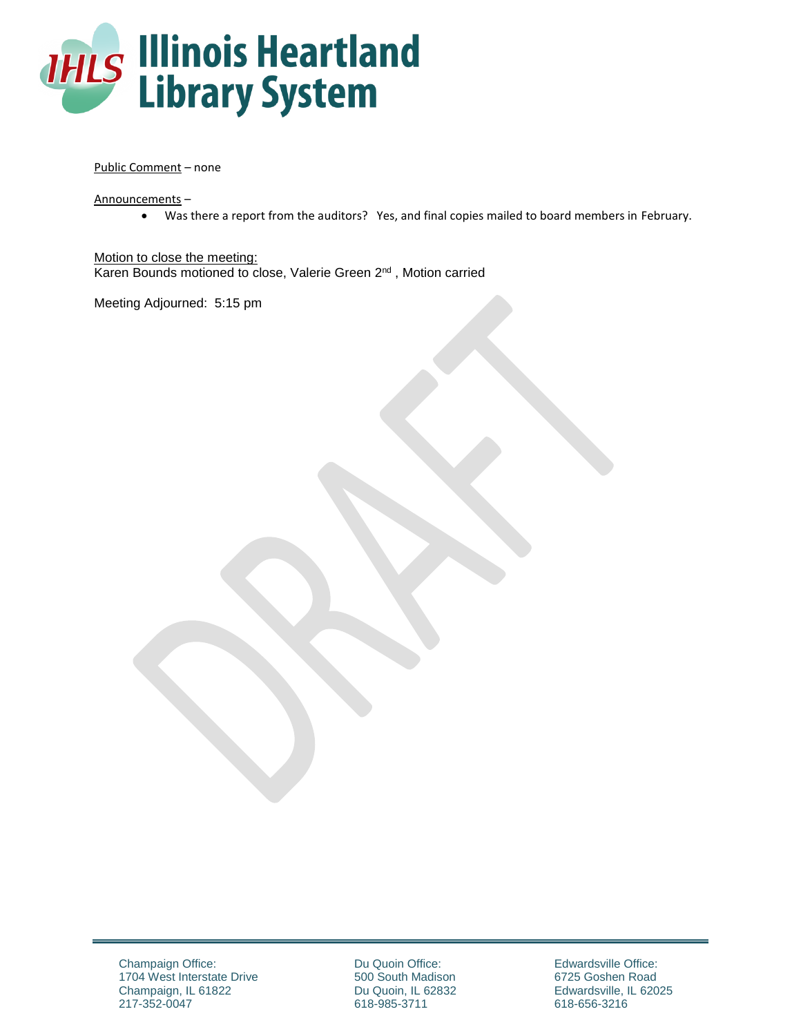Public Comment – none

Announcements –

- Was there a report from the auditors? Yes, and final copies mailed to board members in February.

Motion to close the meeting:
Karen Bounds motioned to close, Valerie Green 2nd , Motion carried

Meeting Adjourned: 5:15 pm